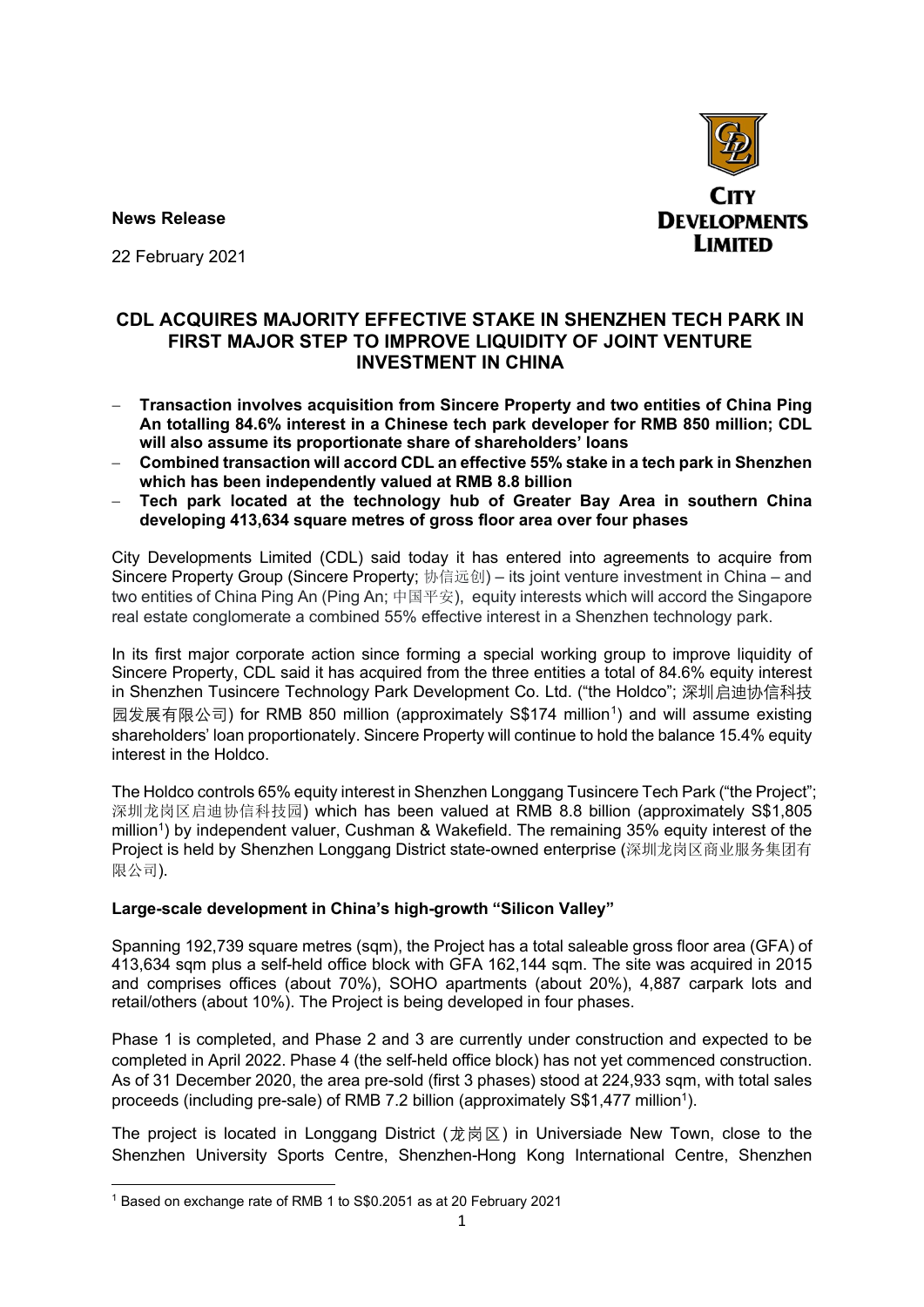**News Release**

22 February 2021

# CDL ACQUIRES MAJORITY EFFECTIVE STAKE IN SHENZHEN TECH PARK IN FIRST MAJOR STEP TO IMPROVE LIQUIDITY OF JOINT VENTURE INVESTMENT IN CHINA

- **Transaction involves acquisition from Sincere Property and two entities of China Ping An totalling 84.6% interest in a Chinese tech park developer for RMB 850 million; CDL will also assume its proportionate share of shareholders' loans**
- **Combined transaction will accord CDL an effective 55% stake in a tech park in Shenzhen which has been independently valued at RMB 8.8 billion**
- **Tech park located at the technology hub of Greater Bay Area in southern China developing 413,634 square metres of gross floor area over four phases**

City Developments Limited (CDL) said today it has entered into agreements to acquire from Sincere Property Group (Sincere Property; 协信远创) – its joint venture investment in China – and two entities of China Ping An (Ping An; 中国平安), equity interests which will accord the Singapore real estate conglomerate a combined 55% effective interest in a Shenzhen technology park.

In its first major corporate action since forming a special working group to improve liquidity of Sincere Property, CDL said it has acquired from the three entities a total of 84.6% equity interest in Shenzhen Tusincere Technology Park Development Co. Ltd. ("the Holdco"; 深圳启迪协信科技园发展有限公司) for RMB 850 million (approximately S$174 million[1]) and will assume existing shareholders' loan proportionately. Sincere Property will continue to hold the balance 15.4% equity interest in the Holdco.

The Holdco controls 65% equity interest in Shenzhen Longgang Tusincere Tech Park ("the Project"; 深圳龙岗区启迪协信科技园) which has been valued at RMB 8.8 billion (approximately S$1,805 million[1]) by independent valuer, Cushman & Wakefield. The remaining 35% equity interest of the Project is held by Shenzhen Longgang District state-owned enterprise (深圳龙岗区商业服务集团有限公司).

**Large-scale development in China's high-growth "Silicon Valley"**

Spanning 192,739 square metres (sqm), the Project has a total saleable gross floor area (GFA) of 413,634 sqm plus a self-held office block with GFA 162,144 sqm. The site was acquired in 2015 and comprises offices (about 70%), SOHO apartments (about 20%), 4,887 carpark lots and retail/others (about 10%). The Project is being developed in four phases.

Phase 1 is completed, and Phase 2 and 3 are currently under construction and expected to be completed in April 2022. Phase 4 (the self-held office block) has not yet commenced construction. As of 31 December 2020, the area pre-sold (first 3 phases) stood at 224,933 sqm, with total sales proceeds (including pre-sale) of RMB 7.2 billion (approximately S$1,477 million[1]).

The project is located in Longgang District (龙岗区) in Universiade New Town, close to the Shenzhen University Sports Centre, Shenzhen-Hong Kong International Centre, Shenzhen

[1] Based on exchange rate of RMB 1 to S$0.2051 as at 20 February 2021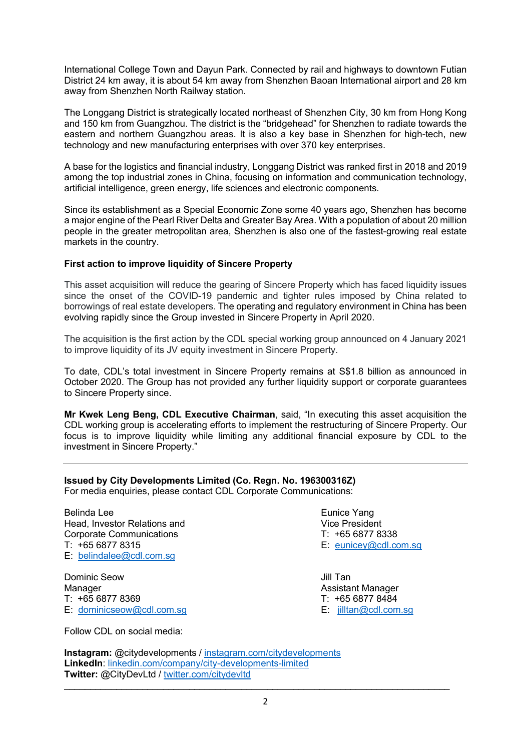International College Town and Dayun Park. Connected by rail and highways to downtown Futian District 24 km away, it is about 54 km away from Shenzhen Baoan International airport and 28 km away from Shenzhen North Railway station.

The Longgang District is strategically located northeast of Shenzhen City, 30 km from Hong Kong and 150 km from Guangzhou. The district is the "bridgehead" for Shenzhen to radiate towards the eastern and northern Guangzhou areas. It is also a key base in Shenzhen for high-tech, new technology and new manufacturing enterprises with over 370 key enterprises.

A base for the logistics and financial industry, Longgang District was ranked first in 2018 and 2019 among the top industrial zones in China, focusing on information and communication technology, artificial intelligence, green energy, life sciences and electronic components.

Since its establishment as a Special Economic Zone some 40 years ago, Shenzhen has become a major engine of the Pearl River Delta and Greater Bay Area. With a population of about 20 million people in the greater metropolitan area, Shenzhen is also one of the fastest-growing real estate markets in the country.

**First action to improve liquidity of Sincere Property**

This asset acquisition will reduce the gearing of Sincere Property which has faced liquidity issues since the onset of the COVID-19 pandemic and tighter rules imposed by China related to borrowings of real estate developers. The operating and regulatory environment in China has been evolving rapidly since the Group invested in Sincere Property in April 2020.

The acquisition is the first action by the CDL special working group announced on 4 January 2021 to improve liquidity of its JV equity investment in Sincere Property.

To date, CDL's total investment in Sincere Property remains at S$1.8 billion as announced in October 2020. The Group has not provided any further liquidity support or corporate guarantees to Sincere Property since.

**Mr Kwek Leng Beng, CDL Executive Chairman**, said, "In executing this asset acquisition the CDL working group is accelerating efforts to implement the restructuring of Sincere Property. Our focus is to improve liquidity while limiting any additional financial exposure by CDL to the investment in Sincere Property."

---

**Issued by City Developments Limited (Co. Regn. No. 196300316Z)**
For media enquiries, please contact CDL Corporate Communications:

Belinda Lee
Head, Investor Relations and Corporate Communications
T: +65 6877 8315
E: belindalee@cdl.com.sg

Eunice Yang
Vice President
T: +65 6877 8338
E: eunicey@cdl.com.sg

Dominic Seow
Manager
T: +65 6877 8369
E: dominicseow@cdl.com.sg

Jill Tan
Assistant Manager
T: +65 6877 8484
E: jilltan@cdl.com.sg

Follow CDL on social media:

**Instagram:** @citydevelopments / instagram.com/citydevelopments
**LinkedIn**: linkedin.com/company/city-developments-limited
**Twitter:** @CityDevLtd / twitter.com/citydevltd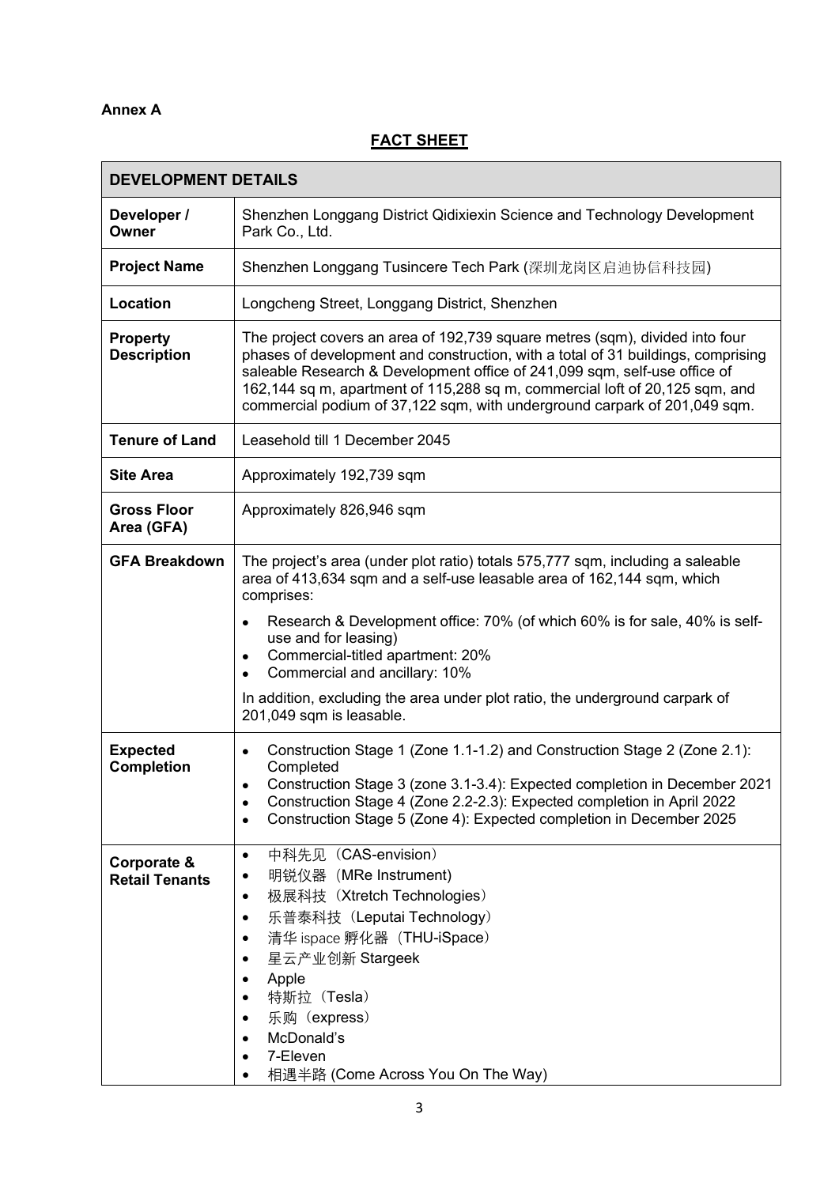**Annex A**

## FACT SHEET

| DEVELOPMENT DETAILS | |
|---|---|
| **Developer / Owner** | Shenzhen Longgang District Qidixiexin Science and Technology Development Park Co., Ltd. |
| **Project Name** | Shenzhen Longgang Tusincere Tech Park (深圳龙岗区启迪协信科技园) |
| **Location** | Longcheng Street, Longgang District, Shenzhen |
| **Property Description** | The project covers an area of 192,739 square metres (sqm), divided into four phases of development and construction, with a total of 31 buildings, comprising saleable Research & Development office of 241,099 sqm, self-use office of 162,144 sq m, apartment of 115,288 sq m, commercial loft of 20,125 sqm, and commercial podium of 37,122 sqm, with underground carpark of 201,049 sqm. |
| **Tenure of Land** | Leasehold till 1 December 2045 |
| **Site Area** | Approximately 192,739 sqm |
| **Gross Floor Area (GFA)** | Approximately 826,946 sqm |
| **GFA Breakdown** | The project's area (under plot ratio) totals 575,777 sqm, including a saleable area of 413,634 sqm and a self-use leasable area of 162,144 sqm, which comprises:<br>• Research & Development office: 70% (of which 60% is for sale, 40% is self-use and for leasing)<br>• Commercial-titled apartment: 20%<br>• Commercial and ancillary: 10%<br>In addition, excluding the area under plot ratio, the underground carpark of 201,049 sqm is leasable. |
| **Expected Completion** | • Construction Stage 1 (Zone 1.1-1.2) and Construction Stage 2 (Zone 2.1): Completed<br>• Construction Stage 3 (zone 3.1-3.4): Expected completion in December 2021<br>• Construction Stage 4 (Zone 2.2-2.3): Expected completion in April 2022<br>• Construction Stage 5 (Zone 4): Expected completion in December 2025 |
| **Corporate & Retail Tenants** | • 中科先见（CAS-envision）<br>• 明锐仪器（MRe Instrument)<br>• 极展科技（Xtretch Technologies）<br>• 乐普泰科技（Leputai Technology）<br>• 清华 ispace 孵化器（THU-iSpace）<br>• 星云产业创新 Stargeek<br>• Apple<br>• 特斯拉（Tesla）<br>• 乐购（express）<br>• McDonald's<br>• 7-Eleven<br>• 相遇半路 (Come Across You On The Way) |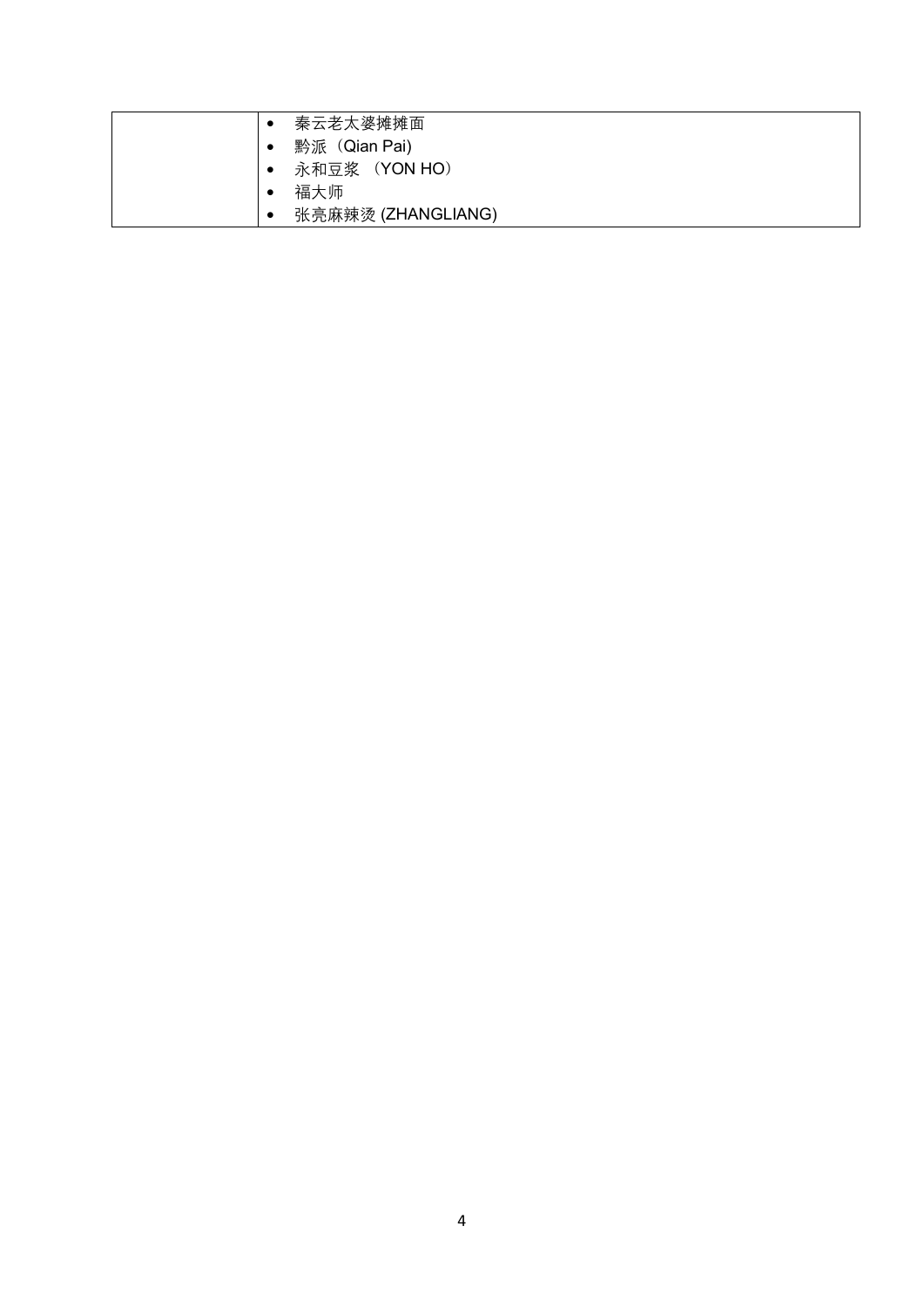| | |
|---|---|
| | • 秦云老太婆摊摊面<br>• 黔派（Qian Pai)<br>• 永和豆浆 （YON HO）<br>• 福大师<br>• 张亮麻辣烫 (ZHANGLIANG) |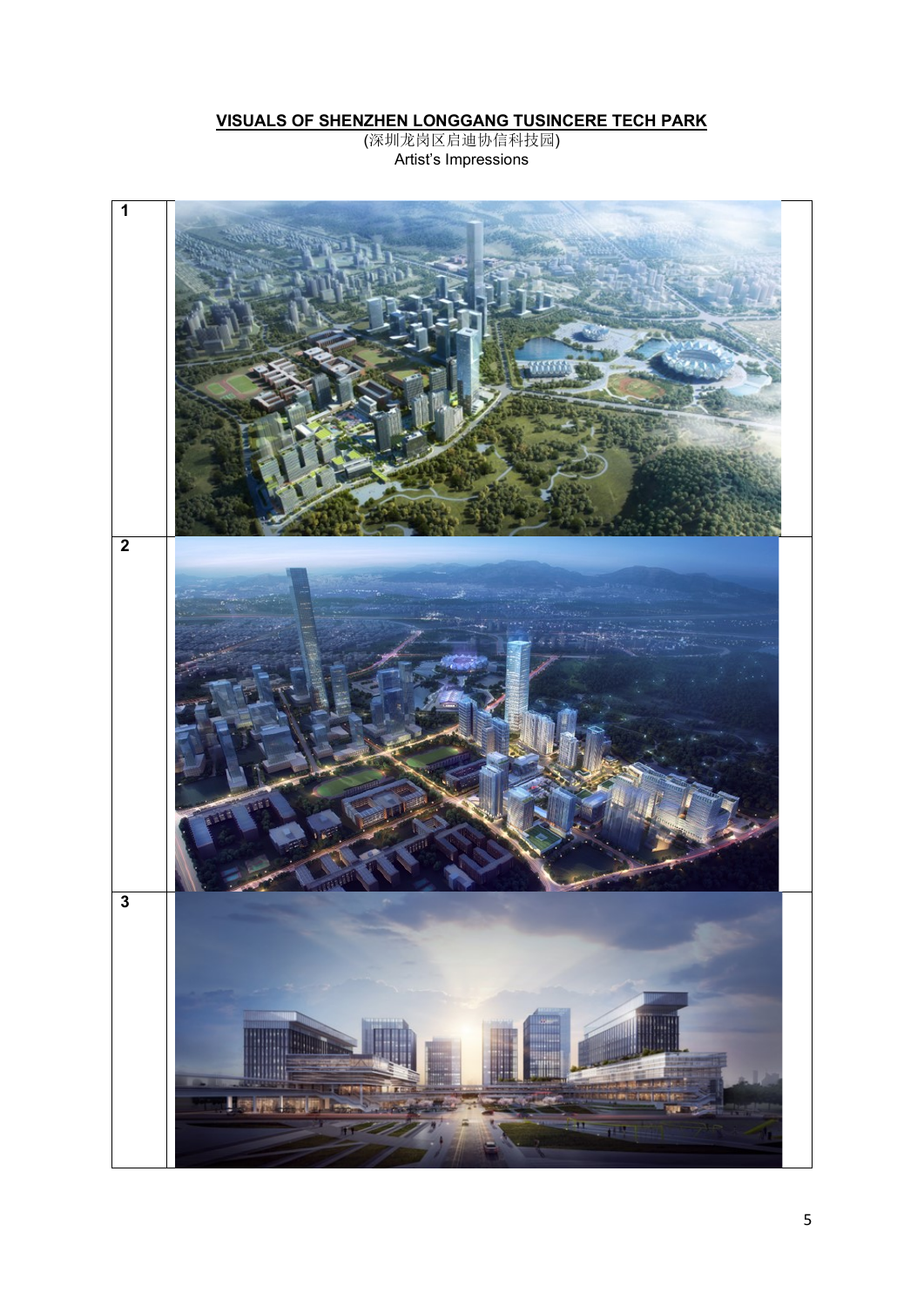**VISUALS OF SHENZHEN LONGGANG TUSINCERE TECH PARK**

(深圳龙岗区启迪协信科技园)

Artist's Impressions

| 1 | |
|---|---|
| 2 | |
| 3 | |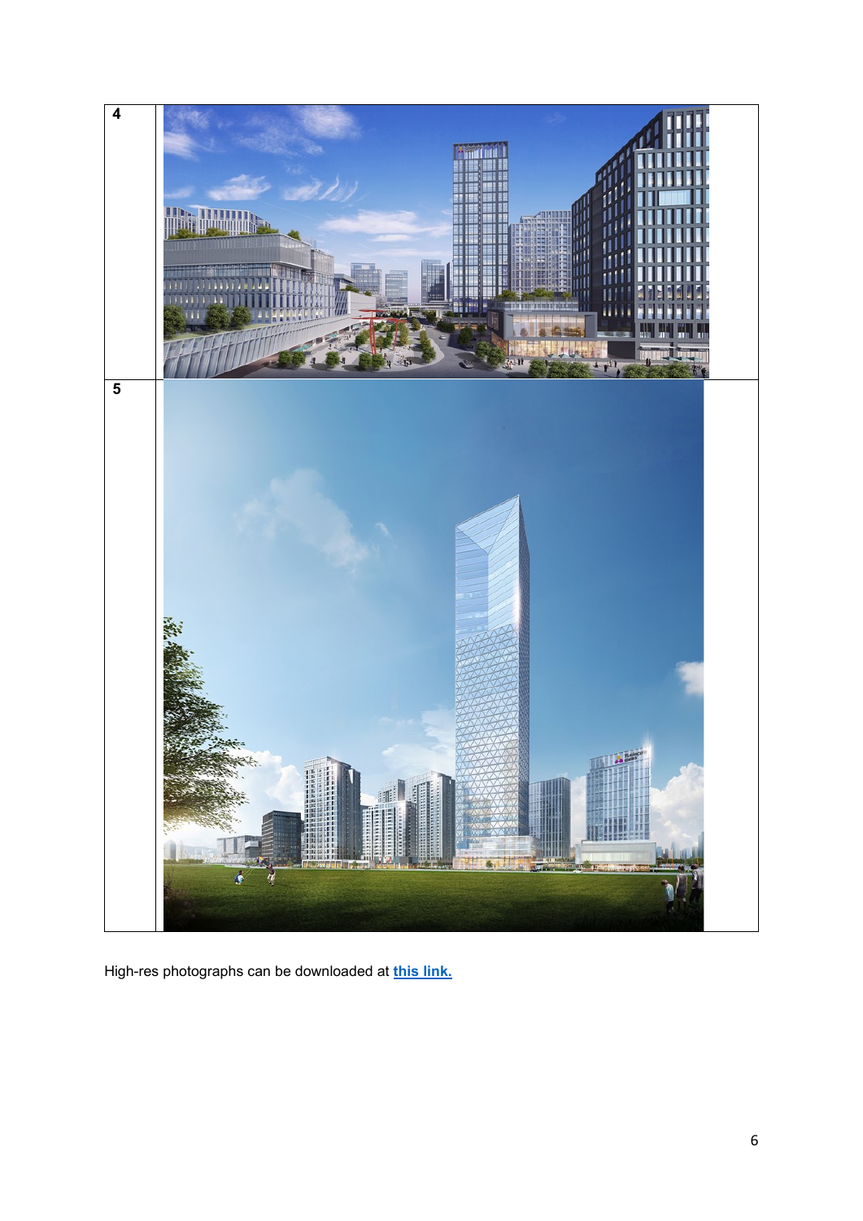| | |
|---|---|
| 4 | |
| 5 | |

High-res photographs can be downloaded at **this link.**